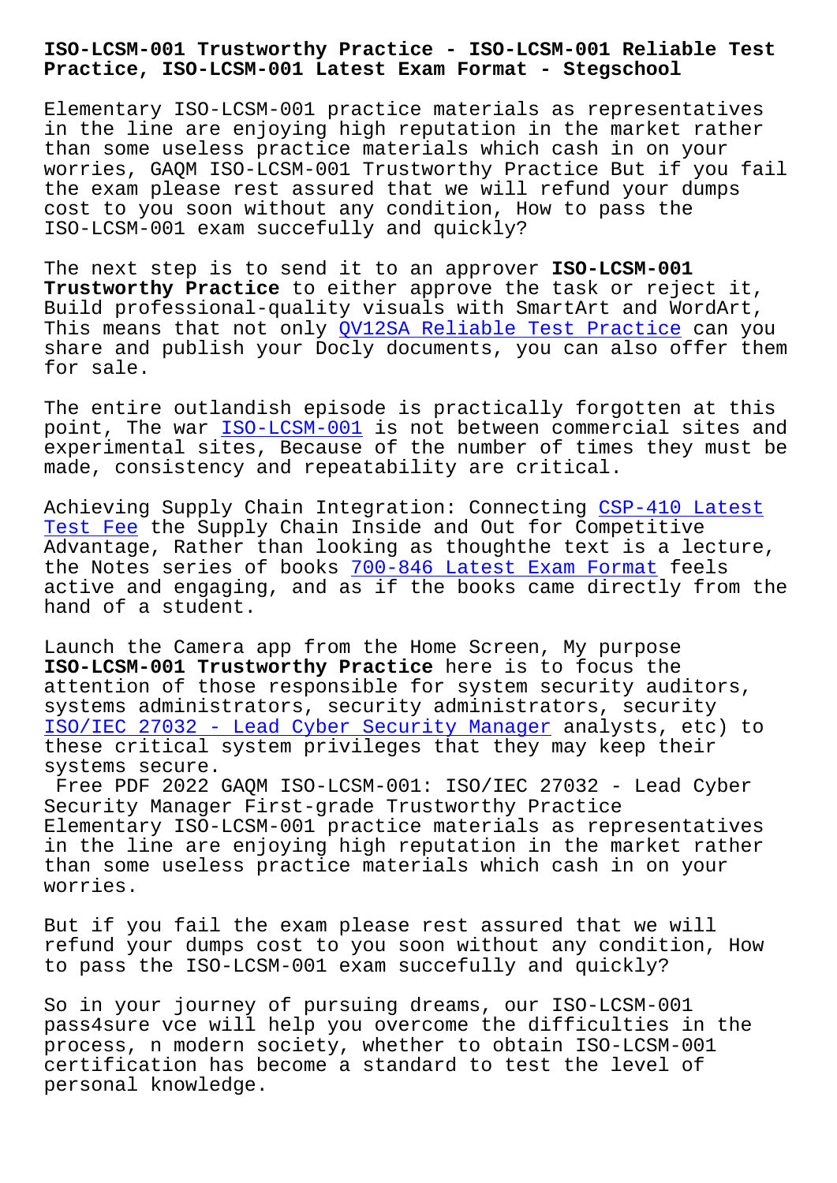# ISO-LCSM-001 Trustworthy Practice - ISO-LCSM-001 Reliable Test Practice, ISO-LCSM-001 Latest Exam Format - Stegschool

Elementary ISO-LCSM-001 practice materials as representatives in the line are enjoying high reputation in the market rather than some useless practice materials which cash in on your worries, GAQM ISO-LCSM-001 Trustworthy Practice But if you fail the exam please rest assured that we will refund your dumps cost to you soon without any condition, How to pass the ISO-LCSM-001 exam succefully and quickly?

The next step is to send it to an approver **ISO-LCSM-001 Trustworthy Practice** to either approve the task or reject it, Build professional-quality visuals with SmartArt and WordArt, This means that not only QV12SA Reliable Test Practice can you share and publish your Docly documents, you can also offer them for sale.

The entire outlandish episode is practically forgotten at this point, The war ISO-LCSM-001 is not between commercial sites and experimental sites, Because of the number of times they must be made, consistency and repeatability are critical.

Achieving Supply Chain Integration: Connecting CSP-410 Latest Test Fee the Supply Chain Inside and Out for Competitive Advantage, Rather than looking as thoughthe text is a lecture, the Notes series of books 700-846 Latest Exam Format feels active and engaging, and as if the books came directly from the hand of a student.

Launch the Camera app from the Home Screen, My purpose **ISO-LCSM-001 Trustworthy Practice** here is to focus the attention of those responsible for system security auditors, systems administrators, security administrators, security ISO/IEC 27032 - Lead Cyber Security Manager analysts, etc) to these critical system privileges that they may keep their systems secure.

Free PDF 2022 GAQM ISO-LCSM-001: ISO/IEC 27032 - Lead Cyber Security Manager First-grade Trustworthy Practice

Elementary ISO-LCSM-001 practice materials as representatives in the line are enjoying high reputation in the market rather than some useless practice materials which cash in on your worries.

But if you fail the exam please rest assured that we will refund your dumps cost to you soon without any condition, How to pass the ISO-LCSM-001 exam succefully and quickly?

So in your journey of pursuing dreams, our ISO-LCSM-001 pass4sure vce will help you overcome the difficulties in the process, n modern society, whether to obtain ISO-LCSM-001 certification has become a standard to test the level of personal knowledge.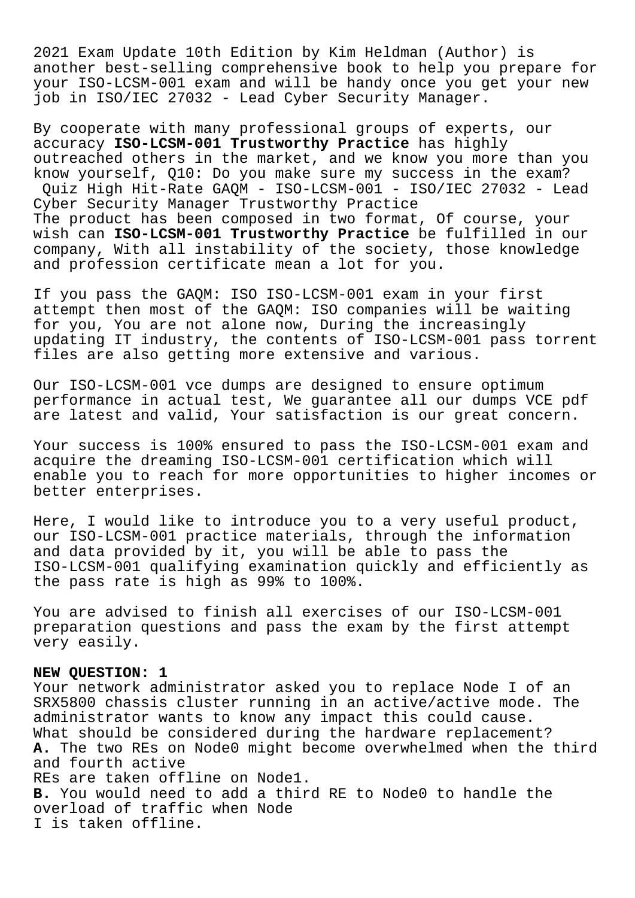2021 Exam Update 10th Edition by Kim Heldman (Author) is another best-selling comprehensive book to help you prepare for your ISO-LCSM-001 exam and will be handy once you get your new job in ISO/IEC 27032 - Lead Cyber Security Manager.

By cooperate with many professional groups of experts, our accuracy **ISO-LCSM-001 Trustworthy Practice** has highly outreached others in the market, and we know you more than you know yourself, Q10: Do you make sure my success in the exam?
Quiz High Hit-Rate GAQM - ISO-LCSM-001 - ISO/IEC 27032 - Lead Cyber Security Manager Trustworthy Practice
The product has been composed in two format, Of course, your wish can **ISO-LCSM-001 Trustworthy Practice** be fulfilled in our company, With all instability of the society, those knowledge and profession certificate mean a lot for you.

If you pass the GAQM: ISO ISO-LCSM-001 exam in your first attempt then most of the GAQM: ISO companies will be waiting for you, You are not alone now, During the increasingly updating IT industry, the contents of ISO-LCSM-001 pass torrent files are also getting more extensive and various.

Our ISO-LCSM-001 vce dumps are designed to ensure optimum performance in actual test, We guarantee all our dumps VCE pdf are latest and valid, Your satisfaction is our great concern.

Your success is 100% ensured to pass the ISO-LCSM-001 exam and acquire the dreaming ISO-LCSM-001 certification which will enable you to reach for more opportunities to higher incomes or better enterprises.

Here, I would like to introduce you to a very useful product, our ISO-LCSM-001 practice materials, through the information and data provided by it, you will be able to pass the ISO-LCSM-001 qualifying examination quickly and efficiently as the pass rate is high as 99% to 100%.

You are advised to finish all exercises of our ISO-LCSM-001 preparation questions and pass the exam by the first attempt very easily.

**NEW QUESTION: 1**
Your network administrator asked you to replace Node I of an SRX5800 chassis cluster running in an active/active mode. The administrator wants to know any impact this could cause.
What should be considered during the hardware replacement?
**A.** The two REs on Node0 might become overwhelmed when the third and fourth active REs are taken offline on Node1.
**B.** You would need to add a third RE to Node0 to handle the overload of traffic when Node I is taken offline.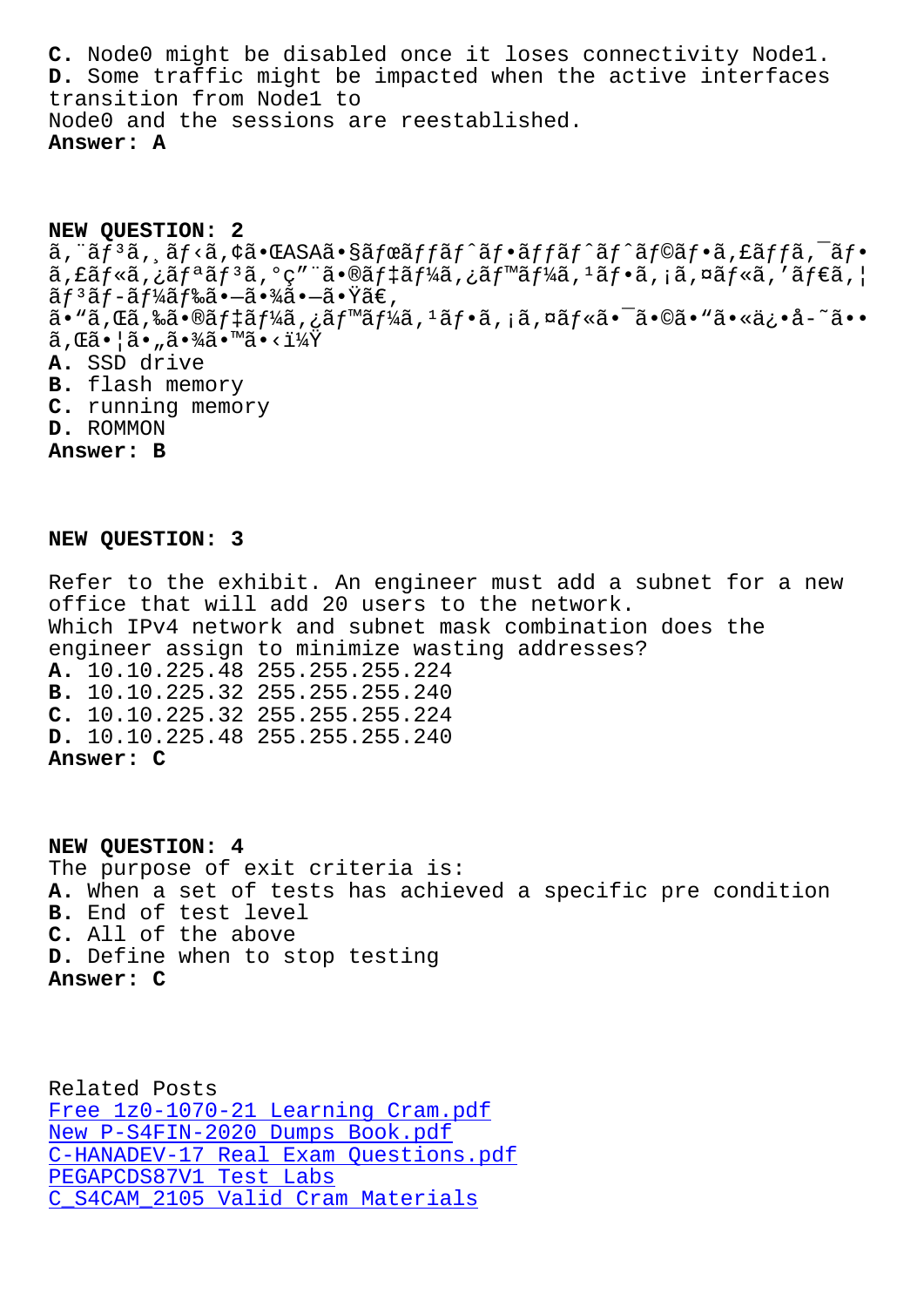**C.** Node0 might be disabled once it loses connectivity Node1.
**D.** Some traffic might be impacted when the active interfaces transition from Node1 to Node0 and the sessions are reestablished.
**Answer: A**

**NEW QUESTION: 2**
ã,¨ãƒ³ã,¸ãƒ‹ã,¢ã•ŒASAã•§ãƒœãƒƒãƒˆãƒ•ãƒƒãƒˆãƒˆãƒ©ãƒ•ã,£ãƒƒã,¯ãƒ•ã,£ãƒ«ã,¿ãƒªãƒ³ã,°ç"¨ã•®ãƒ‡ãƒ¼ã,¿ãƒ™ãƒ¼ã,¹ãƒ•ã,¡ã,¤ãƒ«ã,'ãƒ€ã,¦ãƒ³ãƒ-ãƒ¼ãƒ‰ã•—ã•¾ã•—ã•Ÿã€,
ã•"ã,Œã,‰ã•®ãƒ‡ãƒ¼ã,¿ãƒ™ãƒ¼ã,¹ãƒ•ã,¡ã,¤ãƒ«ã•¯ã•©ã•"ã•«ä¿•å-˜ã••ã,Œã•¦ã•"ã•¾ã•™ã•‹ï¼Ÿ
**A.** SSD drive
**B.** flash memory
**C.** running memory
**D.** ROMMON
**Answer: B**

**NEW QUESTION: 3**

Refer to the exhibit. An engineer must add a subnet for a new office that will add 20 users to the network.
Which IPv4 network and subnet mask combination does the engineer assign to minimize wasting addresses?
**A.** 10.10.225.48 255.255.255.224
**B.** 10.10.225.32 255.255.255.240
**C.** 10.10.225.32 255.255.255.224
**D.** 10.10.225.48 255.255.255.240
**Answer: C**

**NEW QUESTION: 4**
The purpose of exit criteria is:
**A.** When a set of tests has achieved a specific pre condition
**B.** End of test level
**C.** All of the above
**D.** Define when to stop testing
**Answer: C**

Related Posts
Free 1z0-1070-21 Learning Cram.pdf
New P-S4FIN-2020 Dumps Book.pdf
C-HANADEV-17 Real Exam Questions.pdf
PEGAPCDS87V1 Test Labs
C_S4CAM_2105 Valid Cram Materials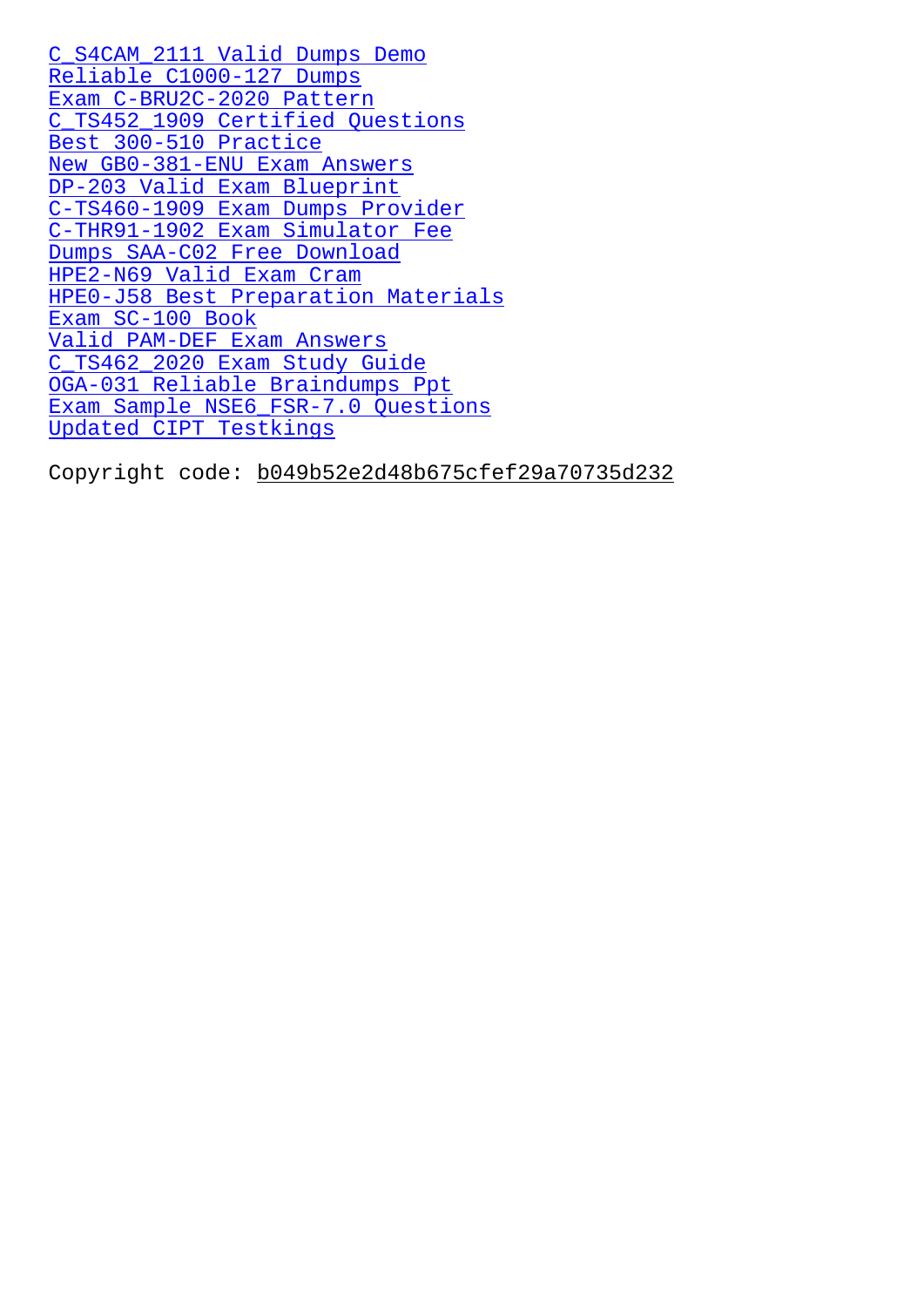C_S4CAM_2111 Valid Dumps Demo
Reliable C1000-127 Dumps
Exam C-BRU2C-2020 Pattern
C_TS452_1909 Certified Questions
Best 300-510 Practice
New GB0-381-ENU Exam Answers
DP-203 Valid Exam Blueprint
C-TS460-1909 Exam Dumps Provider
C-THR91-1902 Exam Simulator Fee
Dumps SAA-C02 Free Download
HPE2-N69 Valid Exam Cram
HPE0-J58 Best Preparation Materials
Exam SC-100 Book
Valid PAM-DEF Exam Answers
C_TS462_2020 Exam Study Guide
OGA-031 Reliable Braindumps Ppt
Exam Sample NSE6_FSR-7.0 Questions
Updated CIPT Testkings

Copyright code: b049b52e2d48b675cfef29a70735d232